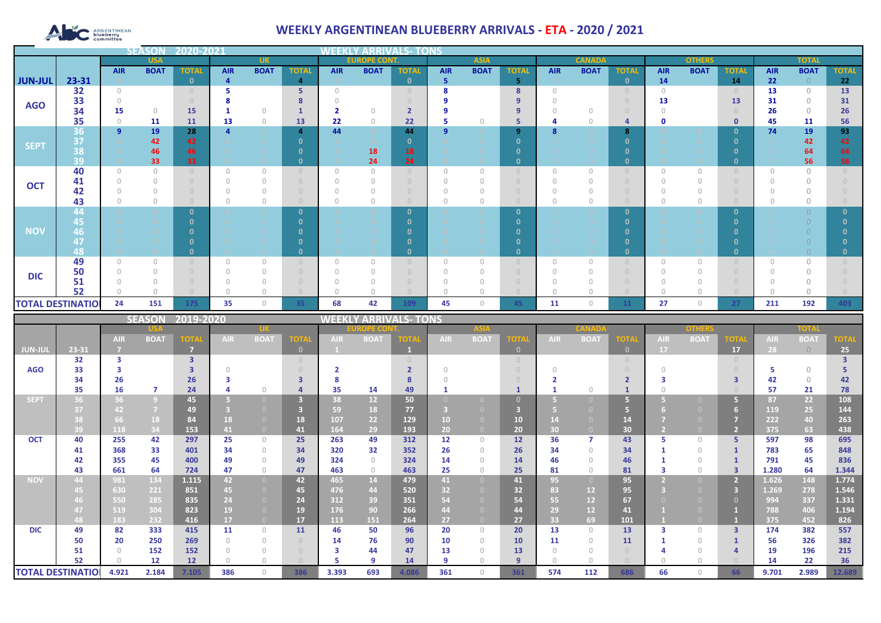# WEEKLY ARGENTINEAN BLUEBERRY ARRIVALS - ETA - 2020 / 2021

ABC Argentinean blueberry committee

**SEASON 2020-2021 — WEEKLY ARRIVALS- TONS**

| | | USA | | | UK | | | EUROPE CONT. | | | ASIA | | | CANADA | | | OTHERS | | | TOTAL | | |
|---|---|---|---|---|---|---|---|---|---|---|---|---|---|---|---|---|---|---|---|---|---|---|
| | | AIR | BOAT | TOTAL | AIR | BOAT | TOTAL | AIR | BOAT | TOTAL | AIR | BOAT | TOTAL | AIR | BOAT | TOTAL | AIR | BOAT | TOTAL | AIR | BOAT | TOTAL |
| JUN-JUL | 23-31 | 0 | | 0 | 4 | | 4 | 0 | | 0 | 5 | | 5 | 0 | | 0 | 14 | | 14 | 22 | 0 | 22 |
| AGO | 32 | 0 | | 0 | 5 | | 5 | 0 | | 0 | 8 | | 8 | 0 | | 0 | 0 | | 0 | 13 | 0 | 13 |
| | 33 | 0 | | 0 | 8 | | 8 | 0 | | 0 | 9 | | 9 | 0 | | 0 | 13 | | 13 | 31 | 0 | 31 |
| | 34 | 15 | 0 | 15 | 1 | 0 | 1 | 2 | 0 | 2 | 9 | | 9 | 0 | 0 | 0 | 0 | | 0 | 26 | 0 | 26 |
| | 35 | 0 | 11 | 11 | 13 | 0 | 13 | 22 | 0 | 22 | 5 | 0 | 5 | 4 | 0 | 4 | 0 | | 0 | 45 | 11 | 56 |
| SEPT | 36 | 9 | 19 | 28 | 4 | | 4 | 44 | | 44 | 9 | | 9 | 8 | | 8 | | | 0 | 74 | 19 | 93 |
| | 37 | 0 | 42 | 42 | 0 | 0 | 0 | 0 | 0 | 0 | 0 | 0 | 0 | 0 | 0 | 0 | 0 | 0 | 0 | 0 | 42 | 42 |
| | 38 | 0 | 46 | 46 | 0 | 0 | 0 | 0 | 18 | 18 | 0 | 0 | 0 | 0 | 0 | 0 | 0 | 0 | 0 | 0 | 64 | 64 |
| | 39 | 0 | 33 | 33 | 0 | 0 | 0 | 0 | 24 | 24 | 0 | 0 | 0 | 0 | 0 | 0 | 0 | 0 | 0 | 0 | 56 | 56 |
| OCT | 40 | 0 | 0 | 0 | 0 | 0 | 0 | 0 | 0 | 0 | 0 | 0 | 0 | 0 | 0 | 0 | 0 | 0 | 0 | 0 | 0 | 0 |
| | 41 | 0 | 0 | 0 | 0 | 0 | 0 | 0 | 0 | 0 | 0 | 0 | 0 | 0 | 0 | 0 | 0 | 0 | 0 | 0 | 0 | 0 |
| | 42 | 0 | 0 | 0 | 0 | 0 | 0 | 0 | 0 | 0 | 0 | 0 | 0 | 0 | 0 | 0 | 0 | 0 | 0 | 0 | 0 | 0 |
| | 43 | 0 | 0 | 0 | 0 | 0 | 0 | 0 | 0 | 0 | 0 | 0 | 0 | 0 | 0 | 0 | 0 | 0 | 0 | 0 | 0 | 0 |
| NOV | 44 | 0 | 0 | 0 | 0 | 0 | 0 | 0 | 0 | 0 | 0 | 0 | 0 | 0 | 0 | 0 | 0 | 0 | 0 | 0 | 0 | 0 |
| | 45 | 0 | 0 | 0 | 0 | 0 | 0 | 0 | 0 | 0 | 0 | 0 | 0 | 0 | 0 | 0 | 0 | 0 | 0 | 0 | 0 | 0 |
| | 46 | 0 | 0 | 0 | 0 | 0 | 0 | 0 | 0 | 0 | 0 | 0 | 0 | 0 | 0 | 0 | 0 | 0 | 0 | 0 | 0 | 0 |
| | 47 | 0 | 0 | 0 | 0 | 0 | 0 | 0 | 0 | 0 | 0 | 0 | 0 | 0 | 0 | 0 | 0 | 0 | 0 | 0 | 0 | 0 |
| | 48 | 0 | 0 | 0 | 0 | 0 | 0 | 0 | 0 | 0 | 0 | 0 | 0 | 0 | 0 | 0 | 0 | 0 | 0 | 0 | 0 | 0 |
| DIC | 49 | 0 | 0 | 0 | 0 | 0 | 0 | 0 | 0 | 0 | 0 | 0 | 0 | 0 | 0 | 0 | 0 | 0 | 0 | 0 | 0 | 0 |
| | 50 | 0 | 0 | 0 | 0 | 0 | 0 | 0 | 0 | 0 | 0 | 0 | 0 | 0 | 0 | 0 | 0 | 0 | 0 | 0 | 0 | 0 |
| | 51 | 0 | 0 | 0 | 0 | 0 | 0 | 0 | 0 | 0 | 0 | 0 | 0 | 0 | 0 | 0 | 0 | 0 | 0 | 0 | 0 | 0 |
| | 52 | 0 | 0 | 0 | 0 | 0 | 0 | 0 | 0 | 0 | 0 | 0 | 0 | 0 | 0 | 0 | 0 | 0 | 0 | 0 | 0 | 0 |
| TOTAL DESTINATIO | | 24 | 151 | 175 | 35 | 0 | 35 | 68 | 42 | 109 | 45 | 0 | 45 | 11 | 0 | 11 | 27 | 0 | 27 | 211 | 192 | 403 |

**SEASON 2019-2020 — WEEKLY ARRIVALS- TONS**

| | | USA | | | UK | | | EUROPE CONT. | | | ASIA | | | CANADA | | | OTHERS | | | TOTAL | | |
|---|---|---|---|---|---|---|---|---|---|---|---|---|---|---|---|---|---|---|---|---|---|---|
| | | AIR | BOAT | TOTAL | AIR | BOAT | TOTAL | AIR | BOAT | TOTAL | AIR | BOAT | TOTAL | AIR | BOAT | TOTAL | AIR | BOAT | TOTAL | AIR | BOAT | TOTAL |
| JUN-JUL | 23-31 | 7 | | 7 | | | 0 | 1 | | 1 | | | 0 | | | 0 | 17 | | 17 | 28 | 0 | 25 |
| AGO | 32 | 3 | | 3 | | | | | | 0 | | | 0 | | | 0 | | | 0 | | | 3 |
| | 33 | 3 | | 3 | 0 | | 0 | 2 | | 2 | 0 | | 0 | 0 | | 0 | 0 | | 0 | 5 | 0 | 5 |
| | 34 | 26 | | 26 | 3 | | 3 | 8 | | 8 | 0 | | 0 | 2 | | 2 | 3 | | 3 | 42 | 0 | 42 |
| | 35 | 16 | 7 | 24 | 4 | 0 | 4 | 35 | 14 | 49 | 1 | | 1 | 1 | 0 | 1 | 0 | | 0 | 57 | 21 | 78 |
| SEPT | 36 | 36 | 9 | 45 | 3 | 0 | 3 | 38 | 12 | 50 | 0 | 0 | 0 | 5 | 0 | 5 | 5 | 0 | 5 | 87 | 22 | 108 |
| | 37 | 42 | 7 | 49 | 3 | 0 | 3 | 59 | 18 | 77 | 3 | 0 | 3 | 5 | 0 | 5 | 6 | 0 | 6 | 119 | 25 | 144 |
| | 38 | 66 | 18 | 84 | 18 | 0 | 18 | 107 | 22 | 129 | 10 | 0 | 10 | 14 | 0 | 14 | 7 | 0 | 7 | 222 | 40 | 263 |
| | 39 | 118 | 34 | 153 | 41 | 0 | 41 | 164 | 29 | 193 | 20 | 0 | 20 | 30 | 0 | 30 | 2 | 0 | 2 | 375 | 63 | 438 |
| OCT | 40 | 255 | 42 | 297 | 25 | 0 | 25 | 263 | 49 | 312 | 12 | 0 | 12 | 36 | 7 | 43 | 5 | 0 | 5 | 597 | 98 | 695 |
| | 41 | 368 | 33 | 401 | 34 | 0 | 34 | 320 | 32 | 352 | 26 | 0 | 26 | 34 | 0 | 34 | 1 | 0 | 1 | 783 | 65 | 848 |
| | 42 | 355 | 45 | 400 | 49 | 0 | 49 | 324 | 0 | 324 | 14 | 0 | 14 | 46 | 0 | 46 | 1 | 0 | 1 | 791 | 45 | 836 |
| | 43 | 661 | 64 | 724 | 47 | 0 | 47 | 463 | 0 | 463 | 25 | 0 | 25 | 81 | 0 | 81 | 3 | 0 | 3 | 1.280 | 64 | 1.344 |
| NOV | 44 | 981 | 134 | 1.115 | 42 | 0 | 42 | 465 | 14 | 479 | 41 | 0 | 41 | 95 | 0 | 95 | 2 | 0 | 2 | 1.626 | 148 | 1.774 |
| | 45 | 630 | 221 | 851 | 45 | 0 | 45 | 476 | 44 | 520 | 32 | 0 | 32 | 83 | 12 | 95 | 3 | 0 | 3 | 1.269 | 278 | 1.546 |
| | 46 | 550 | 285 | 835 | 24 | 0 | 24 | 312 | 39 | 351 | 54 | 0 | 54 | 55 | 12 | 67 | 0 | 0 | 0 | 994 | 337 | 1.331 |
| | 47 | 519 | 304 | 823 | 19 | 0 | 19 | 176 | 90 | 266 | 44 | 0 | 44 | 29 | 12 | 41 | 1 | 0 | 1 | 788 | 406 | 1.194 |
| | 48 | 183 | 232 | 416 | 17 | 0 | 17 | 113 | 151 | 264 | 27 | 0 | 27 | 33 | 69 | 101 | 1 | 0 | 1 | 375 | 452 | 826 |
| DIC | 49 | 82 | 333 | 415 | 11 | 0 | 11 | 46 | 50 | 96 | 20 | 0 | 20 | 13 | 0 | 13 | 3 | 0 | 3 | 174 | 382 | 557 |
| | 50 | 20 | 250 | 269 | 0 | 0 | 0 | 14 | 76 | 90 | 10 | 0 | 10 | 11 | 0 | 11 | 1 | 0 | 1 | 56 | 326 | 382 |
| | 51 | 0 | 152 | 152 | 0 | 0 | 0 | 3 | 44 | 47 | 13 | 0 | 13 | 0 | 0 | 0 | 4 | 0 | 4 | 19 | 196 | 215 |
| | 52 | 0 | 12 | 12 | 0 | 0 | 0 | 5 | 9 | 14 | 9 | 0 | 9 | 0 | 0 | 0 | 0 | 0 | 0 | 14 | 22 | 36 |
| TOTAL DESTINATIO | | 4.921 | 2.184 | 7.105 | 386 | 0 | 386 | 3.393 | 693 | 4.086 | 361 | 0 | 361 | 574 | 112 | 686 | 66 | 0 | 66 | 9.701 | 2.989 | 12.689 |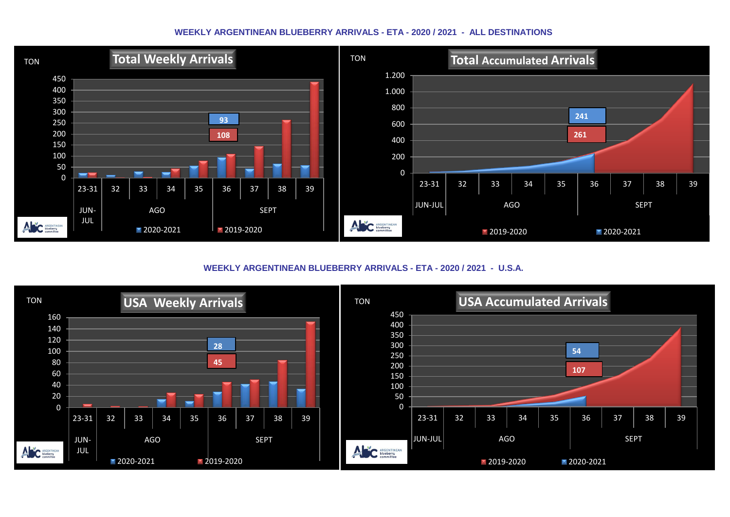## WEEKLY ARGENTINEAN BLUEBERRY ARRIVALS - ETA - 2020 / 2021 - ALL DESTINATIONS

**Total Weekly Arrivals**

TON

450
400
350
300
250
200
150
100
50
0

93
108

23-31 | 32 | 33 | 34 | 35 | 36 | 37 | 38 | 39

JUN-JUL | AGO | SEPT

2020-2021 | 2019-2020

**Total Accumulated Arrivals**

TON

1.200
1.000
800
600
400
200
0

241
261

23-31 | 32 | 33 | 34 | 35 | 36 | 37 | 38 | 39

JUN-JUL | AGO | SEPT

2019-2020 | 2020-2021

## WEEKLY ARGENTINEAN BLUEBERRY ARRIVALS - ETA - 2020 / 2021 - U.S.A.

**USA Weekly Arrivals**

TON

160
140
120
100
80
60
40
20
0

28
45

23-31 | 32 | 33 | 34 | 35 | 36 | 37 | 38 | 39

JUN-JUL | AGO | SEPT

2020-2021 | 2019-2020

**USA Accumulated Arrivals**

TON

450
400
350
300
250
200
150
100
50
0

54
107

23-31 | 32 | 33 | 34 | 35 | 36 | 37 | 38 | 39

JUN-JUL | AGO | SEPT

2019-2020 | 2020-2021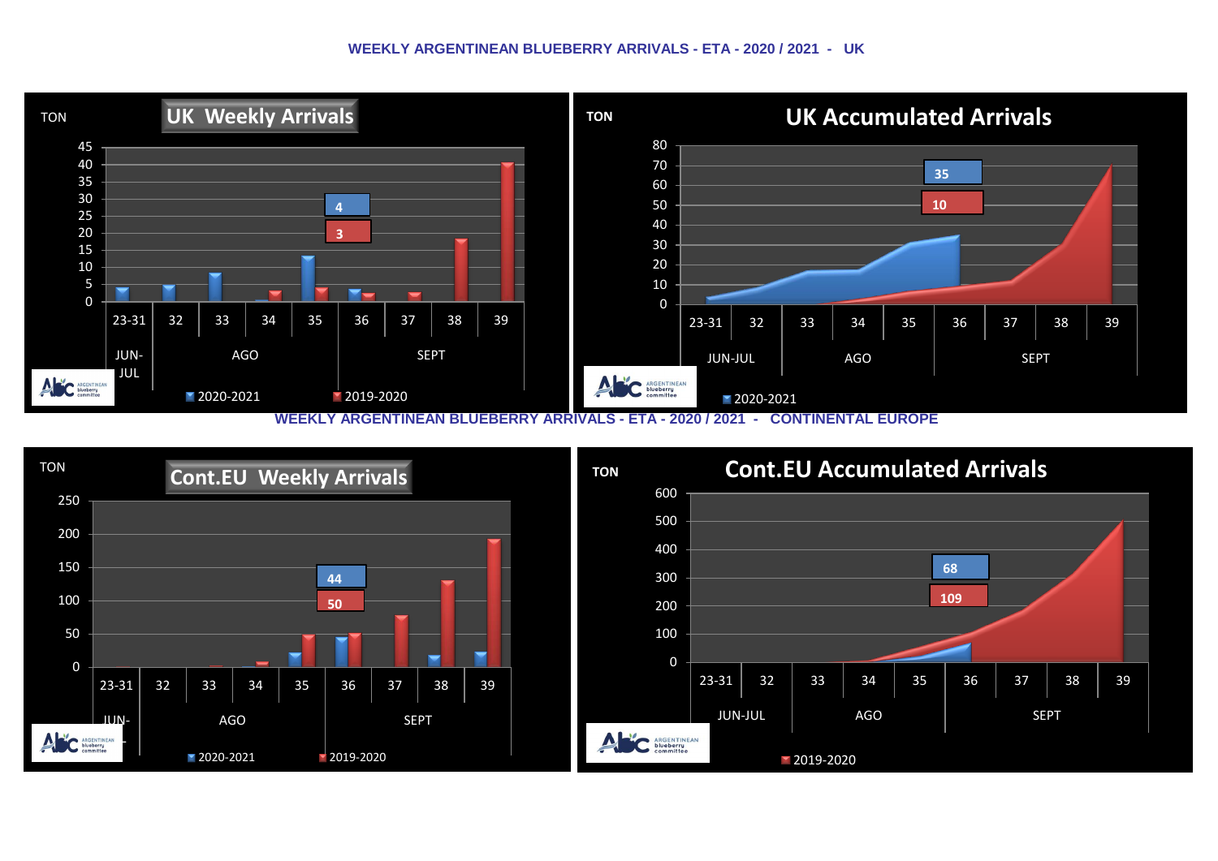## WEEKLY ARGENTINEAN BLUEBERRY ARRIVALS - ETA - 2020 / 2021 - UK

**UK Weekly Arrivals**

TON

45
40
35
30
25
20
15
10
5
0

4
3

23-31 | 32 | 33 | 34 | 35 | 36 | 37 | 38 | 39

JUN-JUL | AGO | SEPT

2020-2021 | 2019-2020

**UK Accumulated Arrivals**

TON

80
70
60
50
40
30
20
10
0

35
10

23-31 | 32 | 33 | 34 | 35 | 36 | 37 | 38 | 39

JUN-JUL | AGO | SEPT

2020-2021

## WEEKLY ARGENTINEAN BLUEBERRY ARRIVALS - ETA - 2020 / 2021 - CONTINENTAL EUROPE

**Cont.EU Weekly Arrivals**

TON

250
200
150
100
50
0

44
50

23-31 | 32 | 33 | 34 | 35 | 36 | 37 | 38 | 39

JUN-JUL | AGO | SEPT

2020-2021 | 2019-2020

**Cont.EU Accumulated Arrivals**

TON

600
500
400
300
200
100
0

68
109

23-31 | 32 | 33 | 34 | 35 | 36 | 37 | 38 | 39

JUN-JUL | AGO | SEPT

2019-2020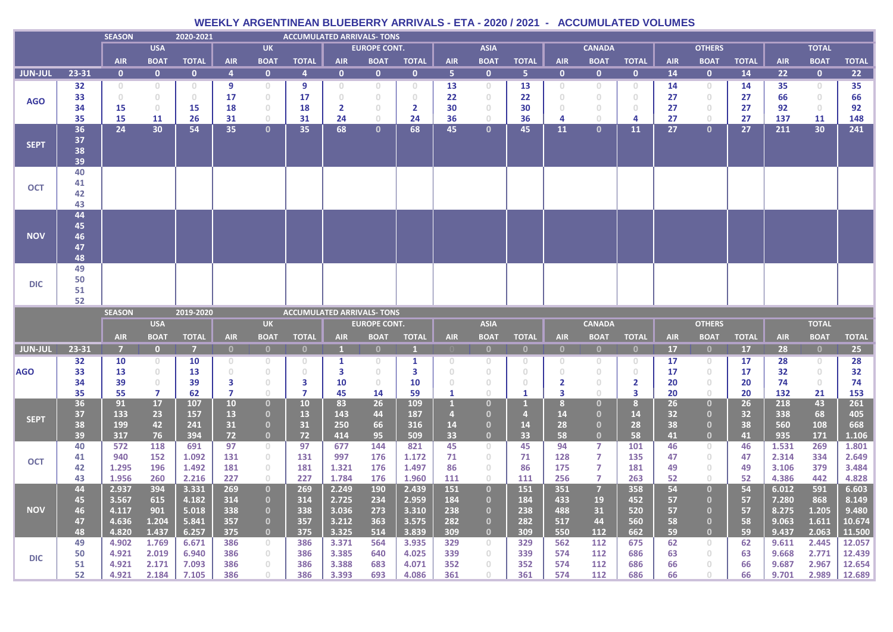# WEEKLY ARGENTINEAN BLUEBERRY ARRIVALS - ETA - 2020 / 2021 - ACCUMULATED VOLUMES

SEASON 2020-2021 — ACCUMULATED ARRIVALS- TONS

| | | USA | | | UK | | | EUROPE CONT. | | | ASIA | | | CANADA | | | OTHERS | | | TOTAL | | |
|---|---|---|---|---|---|---|---|---|---|---|---|---|---|---|---|---|---|---|---|---|---|---|
| | | AIR | BOAT | TOTAL | AIR | BOAT | TOTAL | AIR | BOAT | TOTAL | AIR | BOAT | TOTAL | AIR | BOAT | TOTAL | AIR | BOAT | TOTAL | AIR | BOAT | TOTAL |
| JUN-JUL | 23-31 | 0 | 0 | 0 | 4 | 0 | 4 | 0 | 0 | 0 | 5 | 0 | 5 | 0 | 0 | 0 | 14 | 0 | 14 | 22 | 0 | 22 |
| AGO | 32 | 0 | 0 | 0 | 9 | 0 | 9 | 0 | 0 | 0 | 13 | 0 | 13 | 0 | 0 | 0 | 14 | 0 | 14 | 35 | 0 | 35 |
| | 33 | 0 | 0 | 0 | 17 | 0 | 17 | 0 | 0 | 0 | 22 | 0 | 22 | 0 | 0 | 0 | 27 | 0 | 27 | 66 | 0 | 66 |
| | 34 | 15 | 0 | 15 | 18 | 0 | 18 | 2 | 0 | 2 | 30 | 0 | 30 | 0 | 0 | 0 | 27 | 0 | 27 | 92 | 0 | 92 |
| | 35 | 15 | 11 | 26 | 31 | 0 | 31 | 24 | 0 | 24 | 36 | 0 | 36 | 4 | 0 | 4 | 27 | 0 | 27 | 137 | 11 | 148 |
| SEPT | 36 | 24 | 30 | 54 | 35 | 0 | 35 | 68 | 0 | 68 | 45 | 0 | 45 | 11 | 0 | 11 | 27 | 0 | 27 | 211 | 30 | 241 |
| | 37 | | | | | | | | | | | | | | | | | | | | | |
| | 38 | | | | | | | | | | | | | | | | | | | | | |
| | 39 | | | | | | | | | | | | | | | | | | | | | |
| OCT | 40 | | | | | | | | | | | | | | | | | | | | | |
| | 41 | | | | | | | | | | | | | | | | | | | | | |
| | 42 | | | | | | | | | | | | | | | | | | | | | |
| | 43 | | | | | | | | | | | | | | | | | | | | | |
| NOV | 44 | | | | | | | | | | | | | | | | | | | | | |
| | 45 | | | | | | | | | | | | | | | | | | | | | |
| | 46 | | | | | | | | | | | | | | | | | | | | | |
| | 47 | | | | | | | | | | | | | | | | | | | | | |
| | 48 | | | | | | | | | | | | | | | | | | | | | |
| DIC | 49 | | | | | | | | | | | | | | | | | | | | | |
| | 50 | | | | | | | | | | | | | | | | | | | | | |
| | 51 | | | | | | | | | | | | | | | | | | | | | |
| | 52 | | | | | | | | | | | | | | | | | | | | | |

SEASON 2019-2020 — ACCUMULATED ARRIVALS- TONS

| | | USA | | | UK | | | EUROPE CONT. | | | ASIA | | | CANADA | | | OTHERS | | | TOTAL | | |
|---|---|---|---|---|---|---|---|---|---|---|---|---|---|---|---|---|---|---|---|---|---|---|
| | | AIR | BOAT | TOTAL | AIR | BOAT | TOTAL | AIR | BOAT | TOTAL | AIR | BOAT | TOTAL | AIR | BOAT | TOTAL | AIR | BOAT | TOTAL | AIR | BOAT | TOTAL |
| JUN-JUL | 23-31 | 7 | 0 | 7 | 0 | 0 | 0 | 1 | 0 | 1 | 0 | 0 | 0 | 0 | 0 | 0 | 17 | 0 | 17 | 28 | 0 | 25 |
| AGO | 32 | 10 | 0 | 10 | 0 | 0 | 0 | 1 | 0 | 1 | 0 | 0 | 0 | 0 | 0 | 0 | 17 | 0 | 17 | 28 | 0 | 28 |
| | 33 | 13 | 0 | 13 | 0 | 0 | 0 | 3 | 0 | 3 | 0 | 0 | 0 | 0 | 0 | 0 | 17 | 0 | 17 | 32 | 0 | 32 |
| | 34 | 39 | 0 | 39 | 3 | 0 | 3 | 10 | 0 | 10 | 0 | 0 | 0 | 2 | 0 | 2 | 20 | 0 | 20 | 74 | 0 | 74 |
| | 35 | 55 | 7 | 62 | 7 | 0 | 7 | 45 | 14 | 59 | 1 | 0 | 1 | 3 | 0 | 3 | 20 | 0 | 20 | 132 | 21 | 153 |
| SEPT | 36 | 91 | 17 | 107 | 10 | 0 | 10 | 83 | 26 | 109 | 1 | 0 | 1 | 8 | 0 | 8 | 26 | 0 | 26 | 218 | 43 | 261 |
| | 37 | 133 | 23 | 157 | 13 | 0 | 13 | 143 | 44 | 187 | 4 | 0 | 4 | 14 | 0 | 14 | 32 | 0 | 32 | 338 | 68 | 405 |
| | 38 | 199 | 42 | 241 | 31 | 0 | 31 | 250 | 66 | 316 | 14 | 0 | 14 | 28 | 0 | 28 | 38 | 0 | 38 | 560 | 108 | 668 |
| | 39 | 317 | 76 | 394 | 72 | 0 | 72 | 414 | 95 | 509 | 33 | 0 | 33 | 58 | 0 | 58 | 41 | 0 | 41 | 935 | 171 | 1.106 |
| OCT | 40 | 572 | 118 | 691 | 97 | 0 | 97 | 677 | 144 | 821 | 45 | 0 | 45 | 94 | 7 | 101 | 46 | 0 | 46 | 1.531 | 269 | 1.801 |
| | 41 | 940 | 152 | 1.092 | 131 | 0 | 131 | 997 | 176 | 1.172 | 71 | 0 | 71 | 128 | 7 | 135 | 47 | 0 | 47 | 2.314 | 334 | 2.649 |
| | 42 | 1.295 | 196 | 1.492 | 181 | 0 | 181 | 1.321 | 176 | 1.497 | 86 | 0 | 86 | 175 | 7 | 181 | 49 | 0 | 49 | 3.106 | 379 | 3.484 |
| | 43 | 1.956 | 260 | 2.216 | 227 | 0 | 227 | 1.784 | 176 | 1.960 | 111 | 0 | 111 | 256 | 7 | 263 | 52 | 0 | 52 | 4.386 | 442 | 4.828 |
| NOV | 44 | 2.937 | 394 | 3.331 | 269 | 0 | 269 | 2.249 | 190 | 2.439 | 151 | 0 | 151 | 351 | 7 | 358 | 54 | 0 | 54 | 6.012 | 591 | 6.603 |
| | 45 | 3.567 | 615 | 4.182 | 314 | 0 | 314 | 2.725 | 234 | 2.959 | 184 | 0 | 184 | 433 | 19 | 452 | 57 | 0 | 57 | 7.280 | 868 | 8.149 |
| | 46 | 4.117 | 901 | 5.018 | 338 | 0 | 338 | 3.036 | 273 | 3.310 | 238 | 0 | 238 | 488 | 31 | 520 | 57 | 0 | 57 | 8.275 | 1.205 | 9.480 |
| | 47 | 4.636 | 1.204 | 5.841 | 357 | 0 | 357 | 3.212 | 363 | 3.575 | 282 | 0 | 282 | 517 | 44 | 560 | 58 | 0 | 58 | 9.063 | 1.611 | 10.674 |
| | 48 | 4.820 | 1.437 | 6.257 | 375 | 0 | 375 | 3.325 | 514 | 3.839 | 309 | 0 | 309 | 550 | 112 | 662 | 59 | 0 | 59 | 9.437 | 2.063 | 11.500 |
| DIC | 49 | 4.902 | 1.769 | 6.671 | 386 | 0 | 386 | 3.371 | 564 | 3.935 | 329 | 0 | 329 | 562 | 112 | 675 | 62 | 0 | 62 | 9.611 | 2.445 | 12.057 |
| | 50 | 4.921 | 2.019 | 6.940 | 386 | 0 | 386 | 3.385 | 640 | 4.025 | 339 | 0 | 339 | 574 | 112 | 686 | 63 | 0 | 63 | 9.668 | 2.771 | 12.439 |
| | 51 | 4.921 | 2.171 | 7.093 | 386 | 0 | 386 | 3.388 | 683 | 4.071 | 352 | 0 | 352 | 574 | 112 | 686 | 66 | 0 | 66 | 9.687 | 2.967 | 12.654 |
| | 52 | 4.921 | 2.184 | 7.105 | 386 | 0 | 386 | 3.393 | 693 | 4.086 | 361 | 0 | 361 | 574 | 112 | 686 | 66 | 0 | 66 | 9.701 | 2.989 | 12.689 |